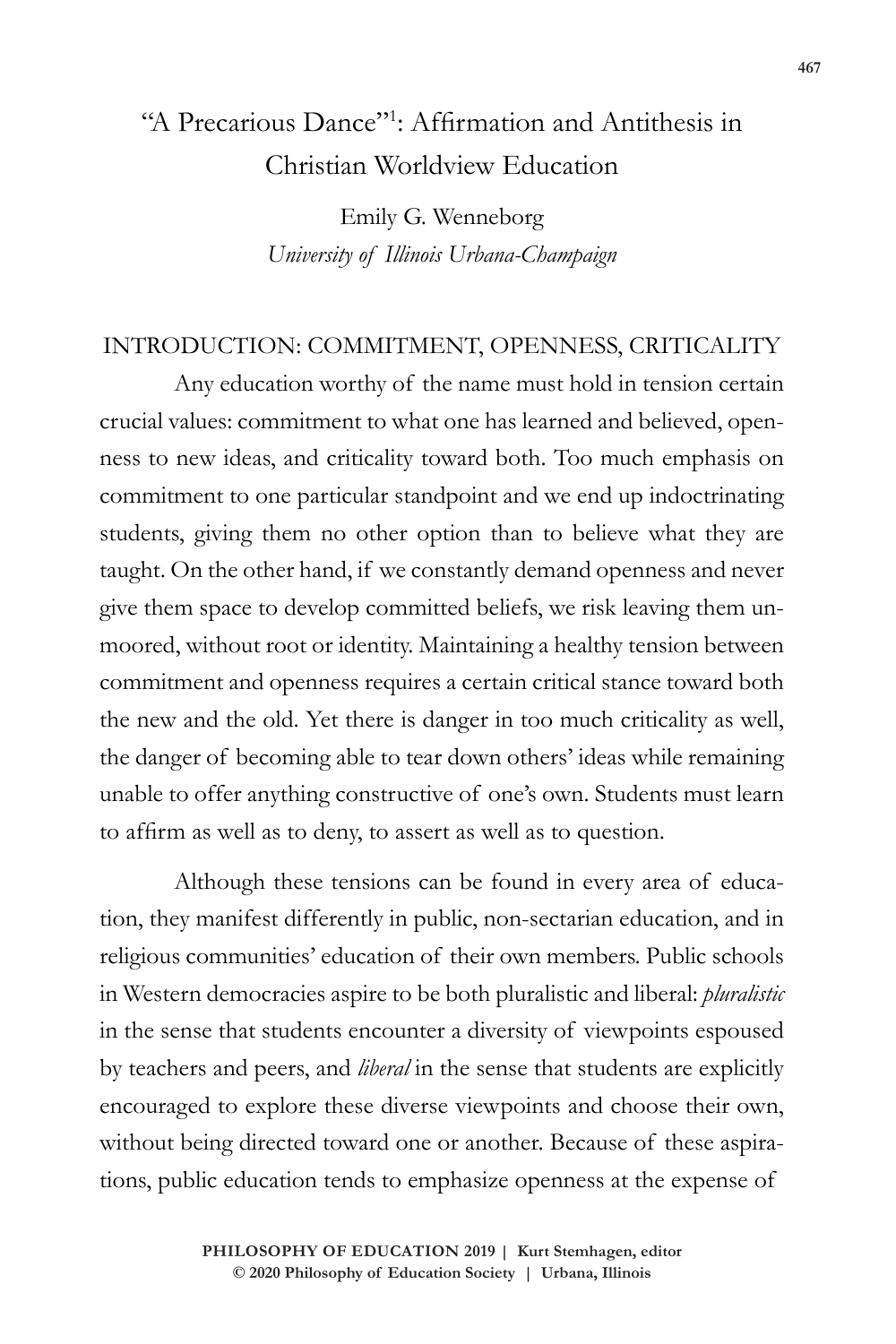# "A Precarious Dance"[1]: Affirmation and Antithesis in Christian Worldview Education

Emily G. Wenneborg
*University of Illinois Urbana-Champaign*

## INTRODUCTION: COMMITMENT, OPENNESS, CRITICALITY

Any education worthy of the name must hold in tension certain crucial values: commitment to what one has learned and believed, openness to new ideas, and criticality toward both. Too much emphasis on commitment to one particular standpoint and we end up indoctrinating students, giving them no other option than to believe what they are taught. On the other hand, if we constantly demand openness and never give them space to develop committed beliefs, we risk leaving them unmoored, without root or identity. Maintaining a healthy tension between commitment and openness requires a certain critical stance toward both the new and the old. Yet there is danger in too much criticality as well, the danger of becoming able to tear down others' ideas while remaining unable to offer anything constructive of one's own. Students must learn to affirm as well as to deny, to assert as well as to question.

Although these tensions can be found in every area of education, they manifest differently in public, non-sectarian education, and in religious communities' education of their own members. Public schools in Western democracies aspire to be both pluralistic and liberal: *pluralistic* in the sense that students encounter a diversity of viewpoints espoused by teachers and peers, and *liberal* in the sense that students are explicitly encouraged to explore these diverse viewpoints and choose their own, without being directed toward one or another. Because of these aspirations, public education tends to emphasize openness at the expense of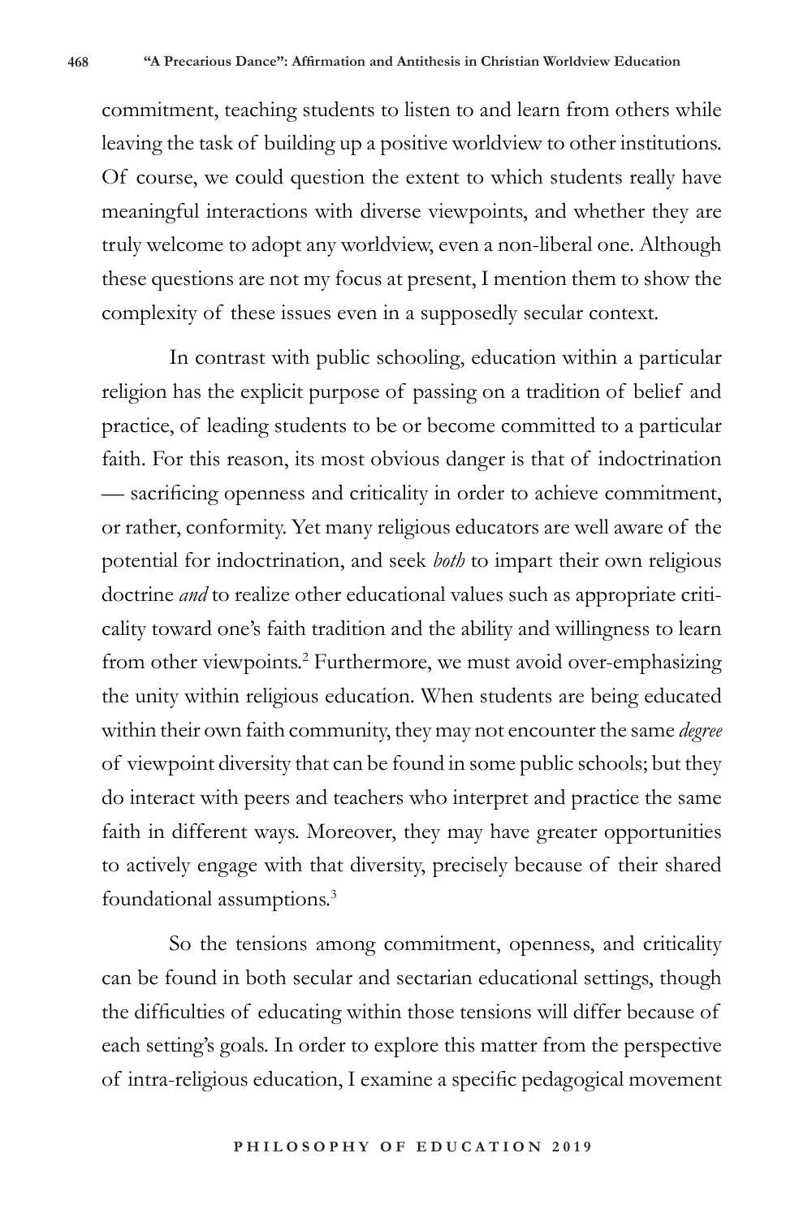commitment, teaching students to listen to and learn from others while leaving the task of building up a positive worldview to other institutions. Of course, we could question the extent to which students really have meaningful interactions with diverse viewpoints, and whether they are truly welcome to adopt any worldview, even a non-liberal one. Although these questions are not my focus at present, I mention them to show the complexity of these issues even in a supposedly secular context.

In contrast with public schooling, education within a particular religion has the explicit purpose of passing on a tradition of belief and practice, of leading students to be or become committed to a particular faith. For this reason, its most obvious danger is that of indoctrination — sacrificing openness and criticality in order to achieve commitment, or rather, conformity. Yet many religious educators are well aware of the potential for indoctrination, and seek *both* to impart their own religious doctrine *and* to realize other educational values such as appropriate criticality toward one's faith tradition and the ability and willingness to learn from other viewpoints.[2] Furthermore, we must avoid over-emphasizing the unity within religious education. When students are being educated within their own faith community, they may not encounter the same *degree* of viewpoint diversity that can be found in some public schools; but they do interact with peers and teachers who interpret and practice the same faith in different ways. Moreover, they may have greater opportunities to actively engage with that diversity, precisely because of their shared foundational assumptions.[3]

So the tensions among commitment, openness, and criticality can be found in both secular and sectarian educational settings, though the difficulties of educating within those tensions will differ because of each setting's goals. In order to explore this matter from the perspective of intra-religious education, I examine a specific pedagogical movement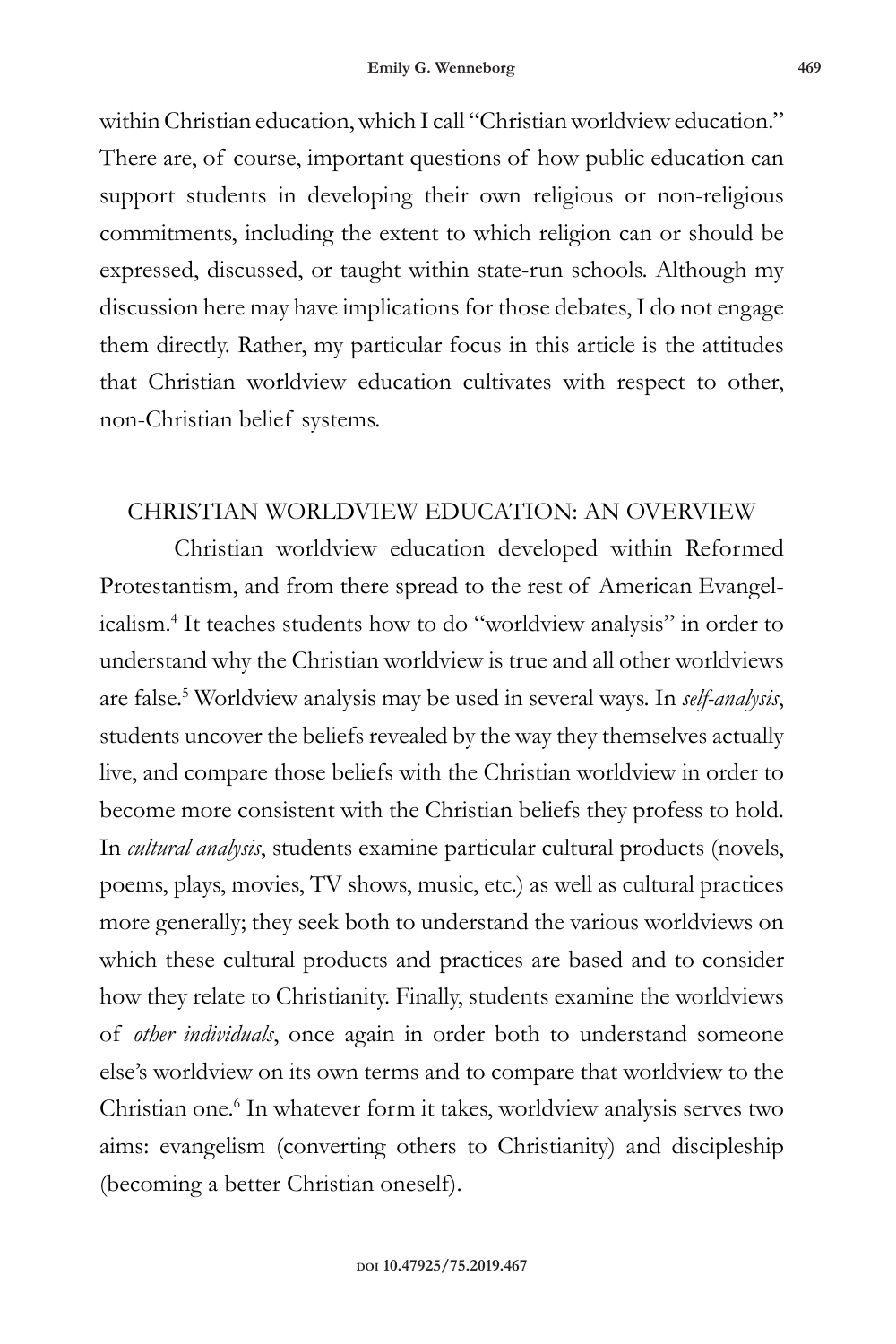within Christian education, which I call "Christian worldview education." There are, of course, important questions of how public education can support students in developing their own religious or non-religious commitments, including the extent to which religion can or should be expressed, discussed, or taught within state-run schools. Although my discussion here may have implications for those debates, I do not engage them directly. Rather, my particular focus in this article is the attitudes that Christian worldview education cultivates with respect to other, non-Christian belief systems.

## CHRISTIAN WORLDVIEW EDUCATION: AN OVERVIEW

Christian worldview education developed within Reformed Protestantism, and from there spread to the rest of American Evangelicalism.[4] It teaches students how to do "worldview analysis" in order to understand why the Christian worldview is true and all other worldviews are false.[5] Worldview analysis may be used in several ways. In *self-analysis*, students uncover the beliefs revealed by the way they themselves actually live, and compare those beliefs with the Christian worldview in order to become more consistent with the Christian beliefs they profess to hold. In *cultural analysis*, students examine particular cultural products (novels, poems, plays, movies, TV shows, music, etc.) as well as cultural practices more generally; they seek both to understand the various worldviews on which these cultural products and practices are based and to consider how they relate to Christianity. Finally, students examine the worldviews of *other individuals*, once again in order both to understand someone else's worldview on its own terms and to compare that worldview to the Christian one.[6] In whatever form it takes, worldview analysis serves two aims: evangelism (converting others to Christianity) and discipleship (becoming a better Christian oneself).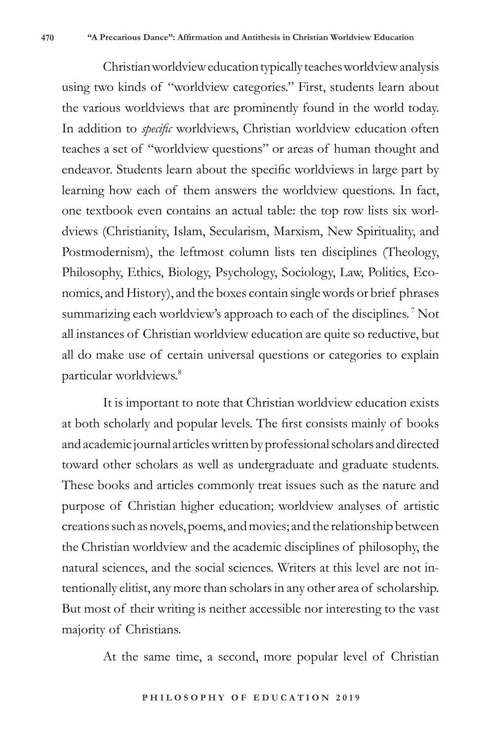Christian worldview education typically teaches worldview analysis using two kinds of "worldview categories." First, students learn about the various worldviews that are prominently found in the world today. In addition to *specific* worldviews, Christian worldview education often teaches a set of "worldview questions" or areas of human thought and endeavor. Students learn about the specific worldviews in large part by learning how each of them answers the worldview questions. In fact, one textbook even contains an actual table: the top row lists six worldviews (Christianity, Islam, Secularism, Marxism, New Spirituality, and Postmodernism), the leftmost column lists ten disciplines (Theology, Philosophy, Ethics, Biology, Psychology, Sociology, Law, Politics, Economics, and History), and the boxes contain single words or brief phrases summarizing each worldview's approach to each of the disciplines.[7] Not all instances of Christian worldview education are quite so reductive, but all do make use of certain universal questions or categories to explain particular worldviews.[8]

It is important to note that Christian worldview education exists at both scholarly and popular levels. The first consists mainly of books and academic journal articles written by professional scholars and directed toward other scholars as well as undergraduate and graduate students. These books and articles commonly treat issues such as the nature and purpose of Christian higher education; worldview analyses of artistic creations such as novels, poems, and movies; and the relationship between the Christian worldview and the academic disciplines of philosophy, the natural sciences, and the social sciences. Writers at this level are not intentionally elitist, any more than scholars in any other area of scholarship. But most of their writing is neither accessible nor interesting to the vast majority of Christians.

At the same time, a second, more popular level of Christian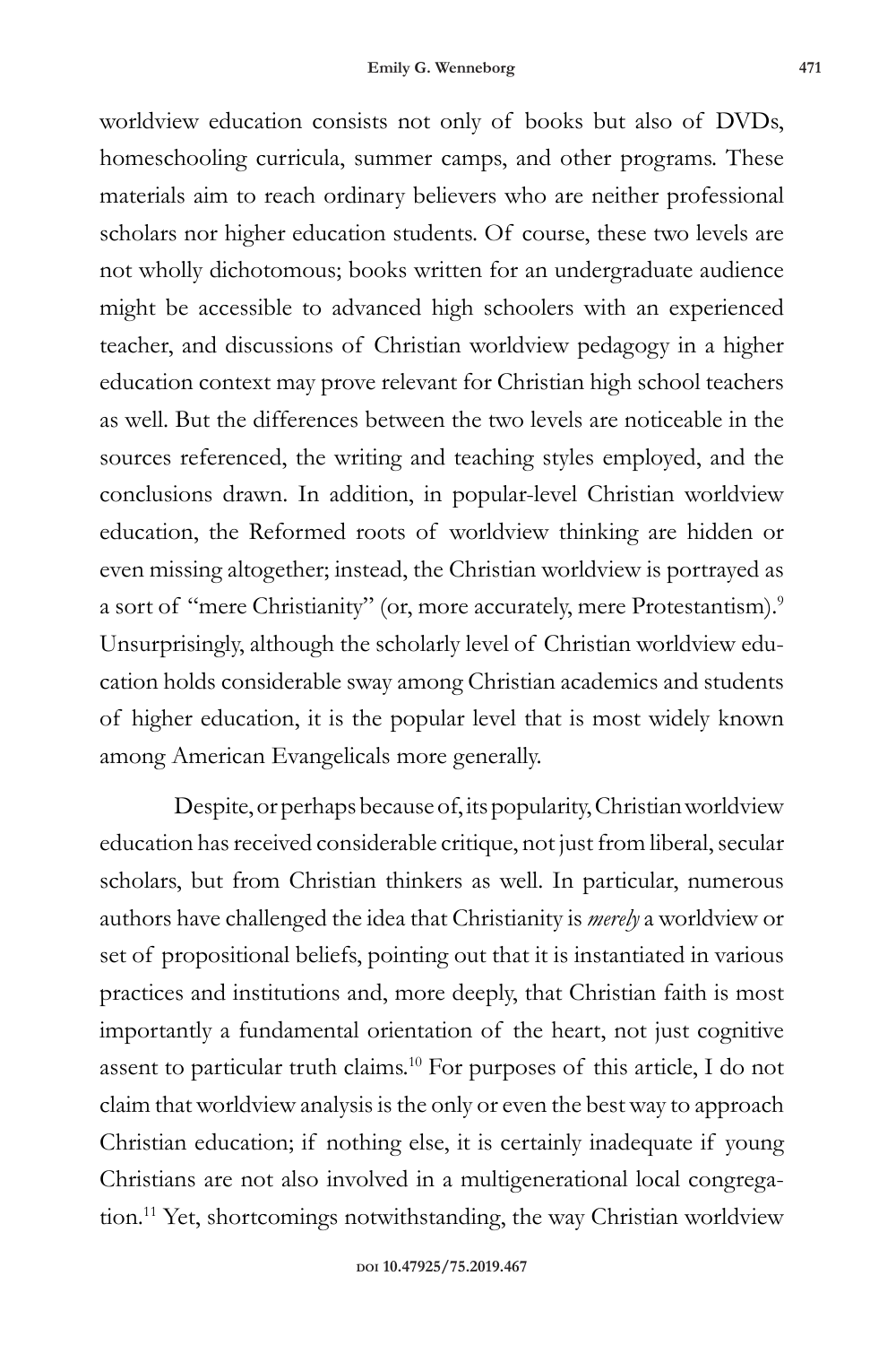worldview education consists not only of books but also of DVDs, homeschooling curricula, summer camps, and other programs. These materials aim to reach ordinary believers who are neither professional scholars nor higher education students. Of course, these two levels are not wholly dichotomous; books written for an undergraduate audience might be accessible to advanced high schoolers with an experienced teacher, and discussions of Christian worldview pedagogy in a higher education context may prove relevant for Christian high school teachers as well. But the differences between the two levels are noticeable in the sources referenced, the writing and teaching styles employed, and the conclusions drawn. In addition, in popular-level Christian worldview education, the Reformed roots of worldview thinking are hidden or even missing altogether; instead, the Christian worldview is portrayed as a sort of "mere Christianity" (or, more accurately, mere Protestantism).[9] Unsurprisingly, although the scholarly level of Christian worldview education holds considerable sway among Christian academics and students of higher education, it is the popular level that is most widely known among American Evangelicals more generally.

Despite, or perhaps because of, its popularity, Christian worldview education has received considerable critique, not just from liberal, secular scholars, but from Christian thinkers as well. In particular, numerous authors have challenged the idea that Christianity is *merely* a worldview or set of propositional beliefs, pointing out that it is instantiated in various practices and institutions and, more deeply, that Christian faith is most importantly a fundamental orientation of the heart, not just cognitive assent to particular truth claims.[10] For purposes of this article, I do not claim that worldview analysis is the only or even the best way to approach Christian education; if nothing else, it is certainly inadequate if young Christians are not also involved in a multigenerational local congregation.[11] Yet, shortcomings notwithstanding, the way Christian worldview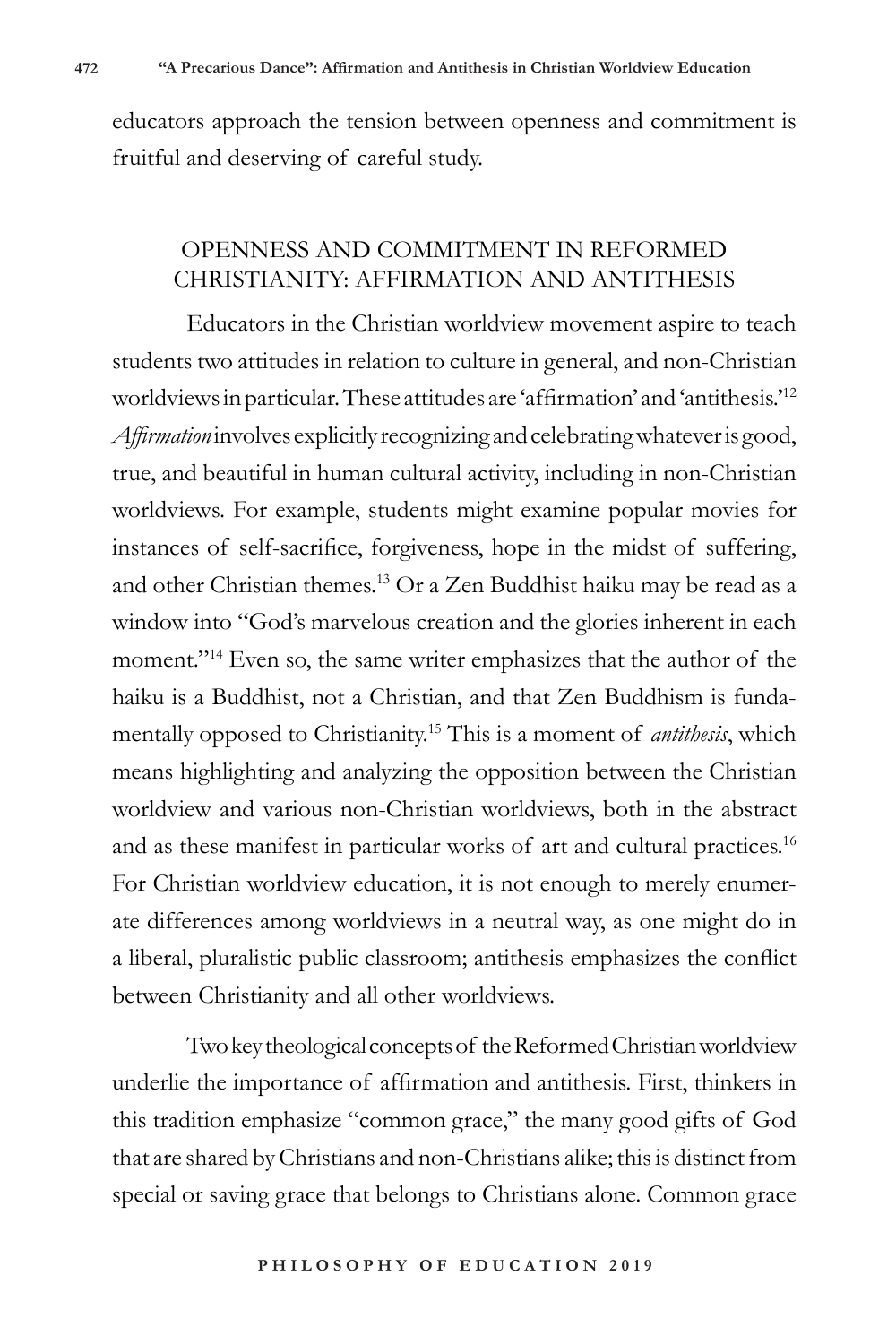educators approach the tension between openness and commitment is fruitful and deserving of careful study.

## OPENNESS AND COMMITMENT IN REFORMED CHRISTIANITY: AFFIRMATION AND ANTITHESIS

Educators in the Christian worldview movement aspire to teach students two attitudes in relation to culture in general, and non-Christian worldviews in particular. These attitudes are 'affirmation' and 'antithesis.'[12] *Affirmation* involves explicitly recognizing and celebrating whatever is good, true, and beautiful in human cultural activity, including in non-Christian worldviews. For example, students might examine popular movies for instances of self-sacrifice, forgiveness, hope in the midst of suffering, and other Christian themes.[13] Or a Zen Buddhist haiku may be read as a window into "God's marvelous creation and the glories inherent in each moment."[14] Even so, the same writer emphasizes that the author of the haiku is a Buddhist, not a Christian, and that Zen Buddhism is fundamentally opposed to Christianity.[15] This is a moment of *antithesis*, which means highlighting and analyzing the opposition between the Christian worldview and various non-Christian worldviews, both in the abstract and as these manifest in particular works of art and cultural practices.[16] For Christian worldview education, it is not enough to merely enumerate differences among worldviews in a neutral way, as one might do in a liberal, pluralistic public classroom; antithesis emphasizes the conflict between Christianity and all other worldviews.

Two key theological concepts of the Reformed Christian worldview underlie the importance of affirmation and antithesis. First, thinkers in this tradition emphasize "common grace," the many good gifts of God that are shared by Christians and non-Christians alike; this is distinct from special or saving grace that belongs to Christians alone. Common grace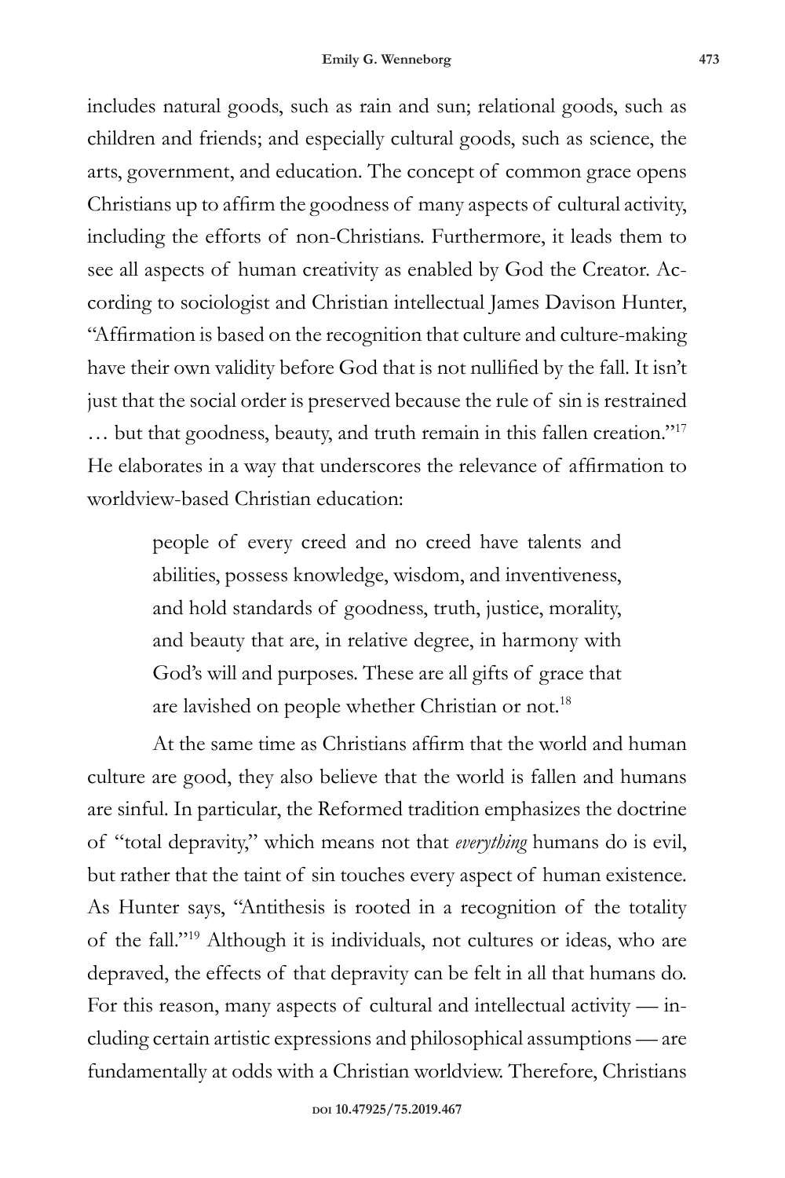includes natural goods, such as rain and sun; relational goods, such as children and friends; and especially cultural goods, such as science, the arts, government, and education. The concept of common grace opens Christians up to affirm the goodness of many aspects of cultural activity, including the efforts of non-Christians. Furthermore, it leads them to see all aspects of human creativity as enabled by God the Creator. According to sociologist and Christian intellectual James Davison Hunter, "Affirmation is based on the recognition that culture and culture-making have their own validity before God that is not nullified by the fall. It isn't just that the social order is preserved because the rule of sin is restrained … but that goodness, beauty, and truth remain in this fallen creation."[17] He elaborates in a way that underscores the relevance of affirmation to worldview-based Christian education:

> people of every creed and no creed have talents and abilities, possess knowledge, wisdom, and inventiveness, and hold standards of goodness, truth, justice, morality, and beauty that are, in relative degree, in harmony with God's will and purposes. These are all gifts of grace that are lavished on people whether Christian or not.[18]

At the same time as Christians affirm that the world and human culture are good, they also believe that the world is fallen and humans are sinful. In particular, the Reformed tradition emphasizes the doctrine of "total depravity," which means not that *everything* humans do is evil, but rather that the taint of sin touches every aspect of human existence. As Hunter says, "Antithesis is rooted in a recognition of the totality of the fall."[19] Although it is individuals, not cultures or ideas, who are depraved, the effects of that depravity can be felt in all that humans do. For this reason, many aspects of cultural and intellectual activity — including certain artistic expressions and philosophical assumptions — are fundamentally at odds with a Christian worldview. Therefore, Christians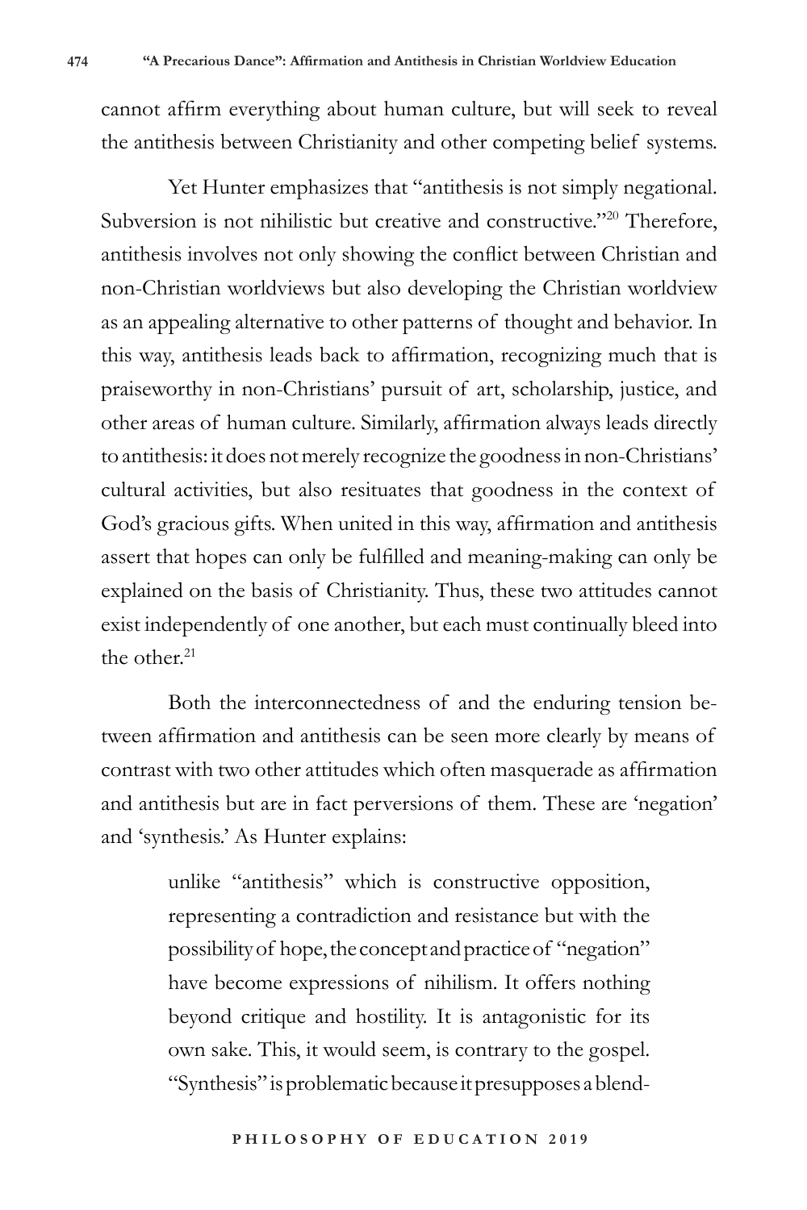cannot affirm everything about human culture, but will seek to reveal the antithesis between Christianity and other competing belief systems.

Yet Hunter emphasizes that "antithesis is not simply negational. Subversion is not nihilistic but creative and constructive."[20] Therefore, antithesis involves not only showing the conflict between Christian and non-Christian worldviews but also developing the Christian worldview as an appealing alternative to other patterns of thought and behavior. In this way, antithesis leads back to affirmation, recognizing much that is praiseworthy in non-Christians' pursuit of art, scholarship, justice, and other areas of human culture. Similarly, affirmation always leads directly to antithesis: it does not merely recognize the goodness in non-Christians' cultural activities, but also resituates that goodness in the context of God's gracious gifts. When united in this way, affirmation and antithesis assert that hopes can only be fulfilled and meaning-making can only be explained on the basis of Christianity. Thus, these two attitudes cannot exist independently of one another, but each must continually bleed into the other.[21]

Both the interconnectedness of and the enduring tension between affirmation and antithesis can be seen more clearly by means of contrast with two other attitudes which often masquerade as affirmation and antithesis but are in fact perversions of them. These are 'negation' and 'synthesis.' As Hunter explains:

> unlike "antithesis" which is constructive opposition, representing a contradiction and resistance but with the possibility of hope, the concept and practice of "negation" have become expressions of nihilism. It offers nothing beyond critique and hostility. It is antagonistic for its own sake. This, it would seem, is contrary to the gospel. "Synthesis" is problematic because it presupposes a blend-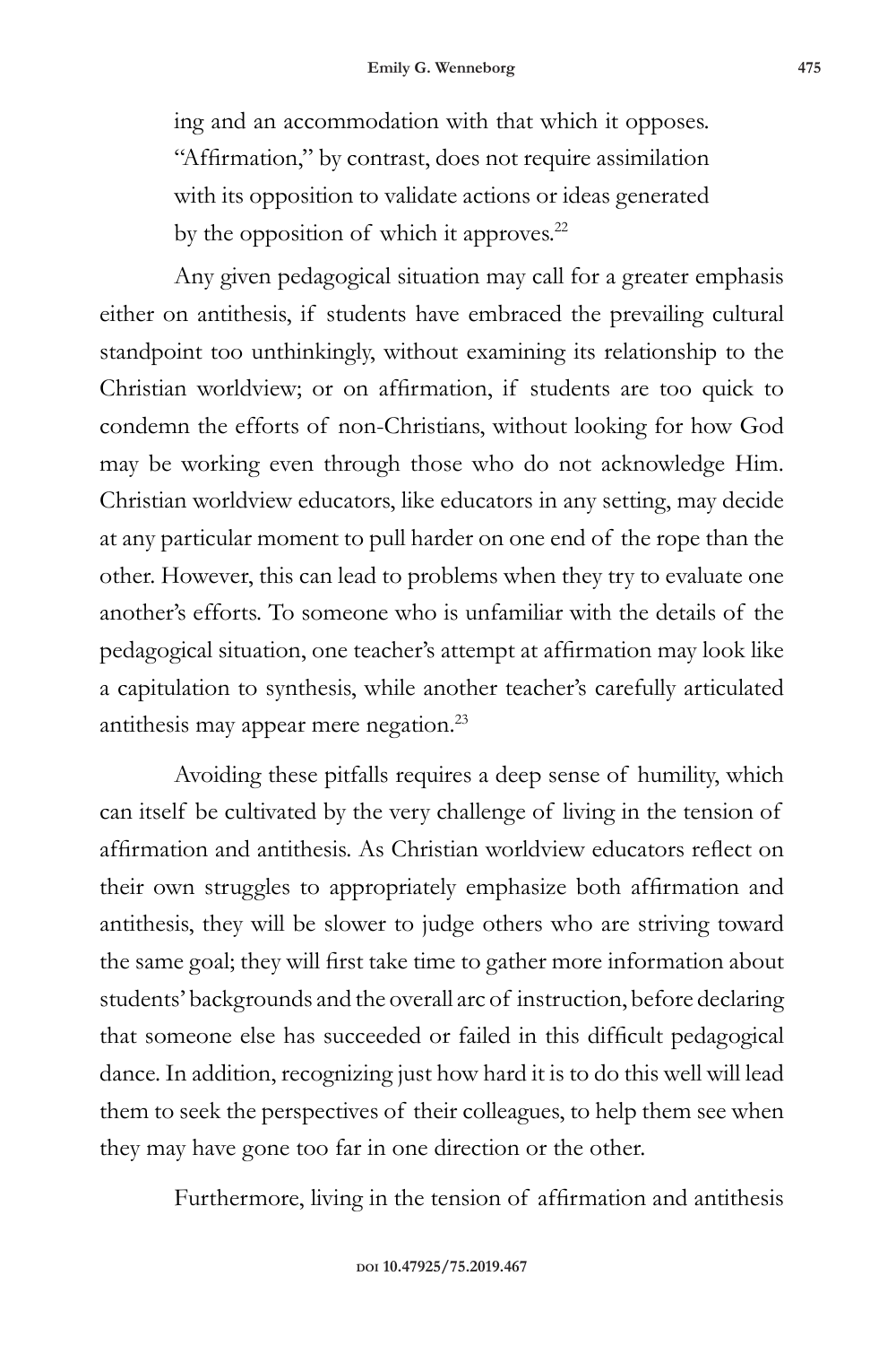> ing and an accommodation with that which it opposes. "Affirmation," by contrast, does not require assimilation with its opposition to validate actions or ideas generated by the opposition of which it approves.[22]

Any given pedagogical situation may call for a greater emphasis either on antithesis, if students have embraced the prevailing cultural standpoint too unthinkingly, without examining its relationship to the Christian worldview; or on affirmation, if students are too quick to condemn the efforts of non-Christians, without looking for how God may be working even through those who do not acknowledge Him. Christian worldview educators, like educators in any setting, may decide at any particular moment to pull harder on one end of the rope than the other. However, this can lead to problems when they try to evaluate one another's efforts. To someone who is unfamiliar with the details of the pedagogical situation, one teacher's attempt at affirmation may look like a capitulation to synthesis, while another teacher's carefully articulated antithesis may appear mere negation.[23]

Avoiding these pitfalls requires a deep sense of humility, which can itself be cultivated by the very challenge of living in the tension of affirmation and antithesis. As Christian worldview educators reflect on their own struggles to appropriately emphasize both affirmation and antithesis, they will be slower to judge others who are striving toward the same goal; they will first take time to gather more information about students' backgrounds and the overall arc of instruction, before declaring that someone else has succeeded or failed in this difficult pedagogical dance. In addition, recognizing just how hard it is to do this well will lead them to seek the perspectives of their colleagues, to help them see when they may have gone too far in one direction or the other.

Furthermore, living in the tension of affirmation and antithesis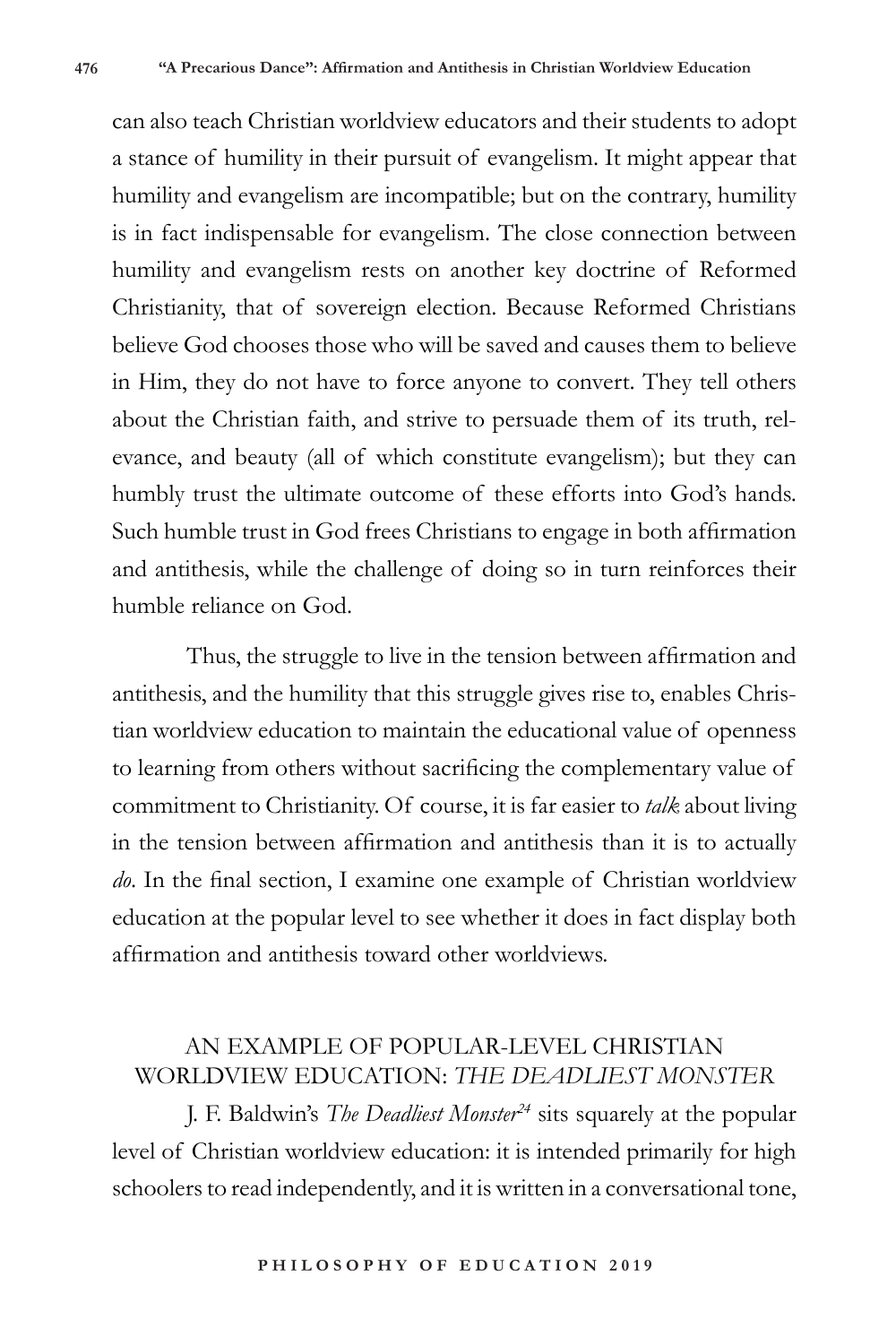can also teach Christian worldview educators and their students to adopt a stance of humility in their pursuit of evangelism. It might appear that humility and evangelism are incompatible; but on the contrary, humility is in fact indispensable for evangelism. The close connection between humility and evangelism rests on another key doctrine of Reformed Christianity, that of sovereign election. Because Reformed Christians believe God chooses those who will be saved and causes them to believe in Him, they do not have to force anyone to convert. They tell others about the Christian faith, and strive to persuade them of its truth, relevance, and beauty (all of which constitute evangelism); but they can humbly trust the ultimate outcome of these efforts into God's hands. Such humble trust in God frees Christians to engage in both affirmation and antithesis, while the challenge of doing so in turn reinforces their humble reliance on God.

Thus, the struggle to live in the tension between affirmation and antithesis, and the humility that this struggle gives rise to, enables Christian worldview education to maintain the educational value of openness to learning from others without sacrificing the complementary value of commitment to Christianity. Of course, it is far easier to *talk* about living in the tension between affirmation and antithesis than it is to actually *do*. In the final section, I examine one example of Christian worldview education at the popular level to see whether it does in fact display both affirmation and antithesis toward other worldviews.

## AN EXAMPLE OF POPULAR-LEVEL CHRISTIAN WORLDVIEW EDUCATION: *THE DEADLIEST MONSTER*

J. F. Baldwin's *The Deadliest Monster*[24] sits squarely at the popular level of Christian worldview education: it is intended primarily for high schoolers to read independently, and it is written in a conversational tone,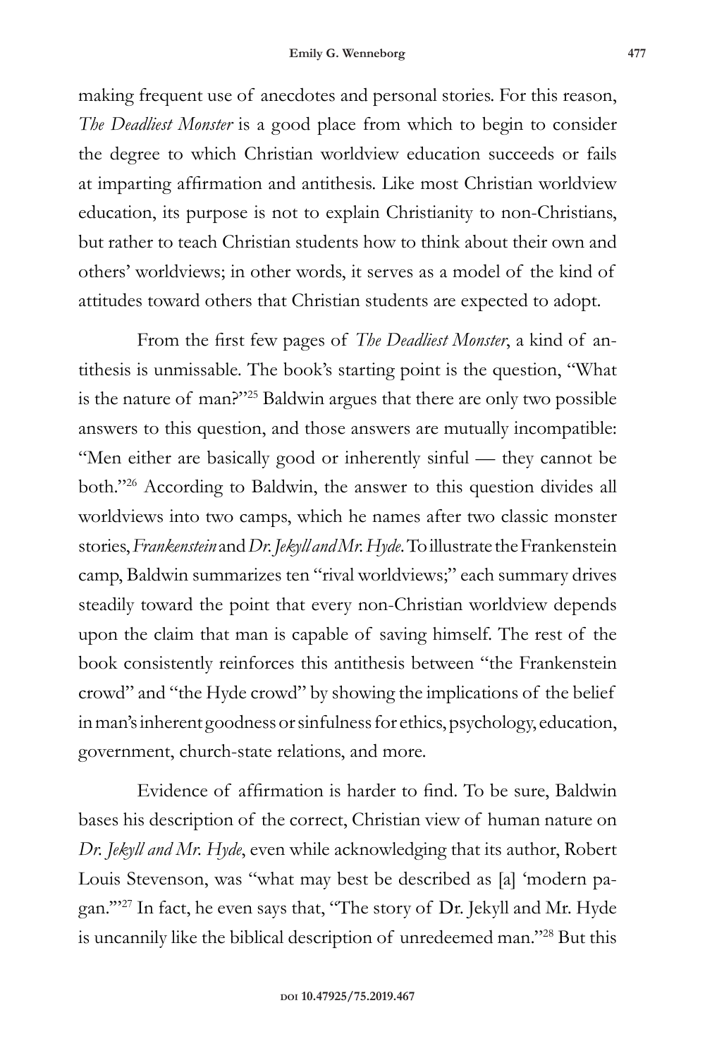making frequent use of anecdotes and personal stories. For this reason, *The Deadliest Monster* is a good place from which to begin to consider the degree to which Christian worldview education succeeds or fails at imparting affirmation and antithesis. Like most Christian worldview education, its purpose is not to explain Christianity to non-Christians, but rather to teach Christian students how to think about their own and others' worldviews; in other words, it serves as a model of the kind of attitudes toward others that Christian students are expected to adopt.

From the first few pages of *The Deadliest Monster*, a kind of antithesis is unmissable. The book's starting point is the question, "What is the nature of man?"[25] Baldwin argues that there are only two possible answers to this question, and those answers are mutually incompatible: "Men either are basically good or inherently sinful — they cannot be both."[26] According to Baldwin, the answer to this question divides all worldviews into two camps, which he names after two classic monster stories, *Frankenstein* and *Dr. Jekyll and Mr. Hyde*. To illustrate the Frankenstein camp, Baldwin summarizes ten "rival worldviews;" each summary drives steadily toward the point that every non-Christian worldview depends upon the claim that man is capable of saving himself. The rest of the book consistently reinforces this antithesis between "the Frankenstein crowd" and "the Hyde crowd" by showing the implications of the belief in man's inherent goodness or sinfulness for ethics, psychology, education, government, church-state relations, and more.

Evidence of affirmation is harder to find. To be sure, Baldwin bases his description of the correct, Christian view of human nature on *Dr. Jekyll and Mr. Hyde*, even while acknowledging that its author, Robert Louis Stevenson, was "what may best be described as [a] 'modern pagan.'"[27] In fact, he even says that, "The story of Dr. Jekyll and Mr. Hyde is uncannily like the biblical description of unredeemed man."[28] But this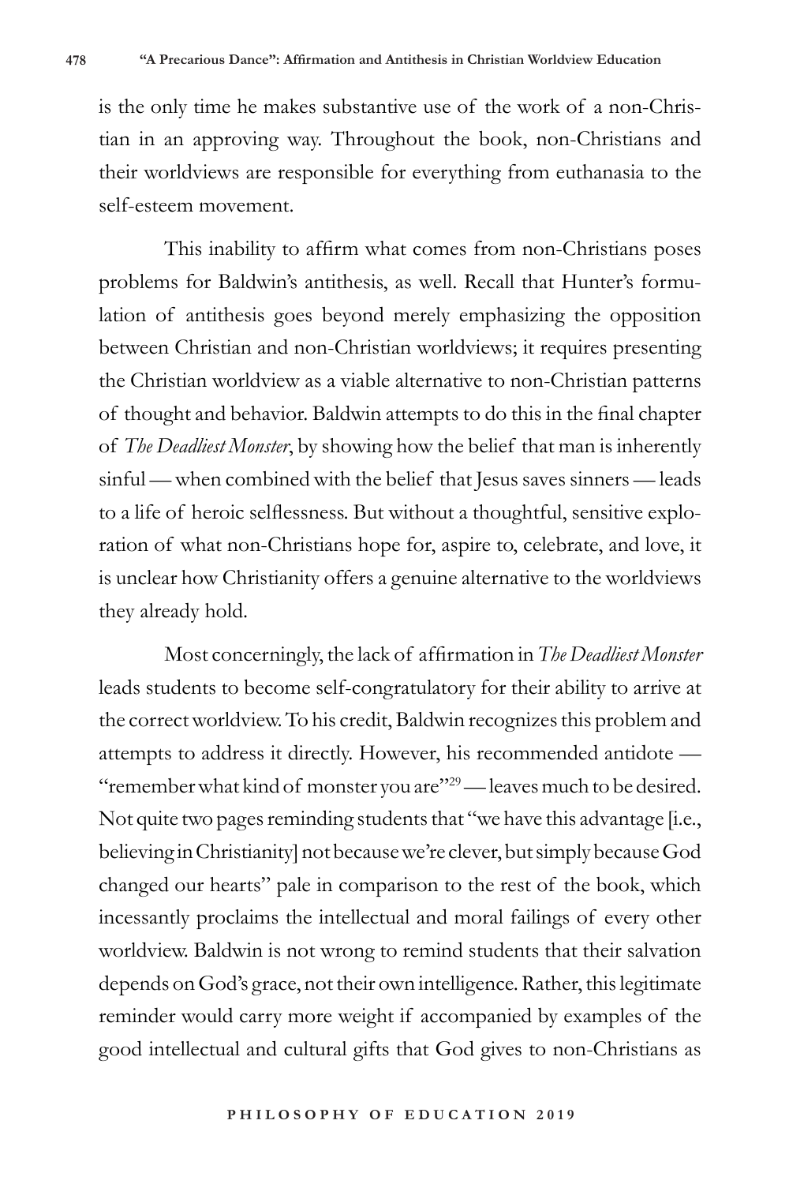is the only time he makes substantive use of the work of a non-Christian in an approving way. Throughout the book, non-Christians and their worldviews are responsible for everything from euthanasia to the self-esteem movement.

This inability to affirm what comes from non-Christians poses problems for Baldwin's antithesis, as well. Recall that Hunter's formulation of antithesis goes beyond merely emphasizing the opposition between Christian and non-Christian worldviews; it requires presenting the Christian worldview as a viable alternative to non-Christian patterns of thought and behavior. Baldwin attempts to do this in the final chapter of *The Deadliest Monster*, by showing how the belief that man is inherently sinful — when combined with the belief that Jesus saves sinners — leads to a life of heroic selflessness. But without a thoughtful, sensitive exploration of what non-Christians hope for, aspire to, celebrate, and love, it is unclear how Christianity offers a genuine alternative to the worldviews they already hold.

Most concerningly, the lack of affirmation in *The Deadliest Monster* leads students to become self-congratulatory for their ability to arrive at the correct worldview. To his credit, Baldwin recognizes this problem and attempts to address it directly. However, his recommended antidote — "remember what kind of monster you are"[29] — leaves much to be desired. Not quite two pages reminding students that "we have this advantage [i.e., believing in Christianity] not because we're clever, but simply because God changed our hearts" pale in comparison to the rest of the book, which incessantly proclaims the intellectual and moral failings of every other worldview. Baldwin is not wrong to remind students that their salvation depends on God's grace, not their own intelligence. Rather, this legitimate reminder would carry more weight if accompanied by examples of the good intellectual and cultural gifts that God gives to non-Christians as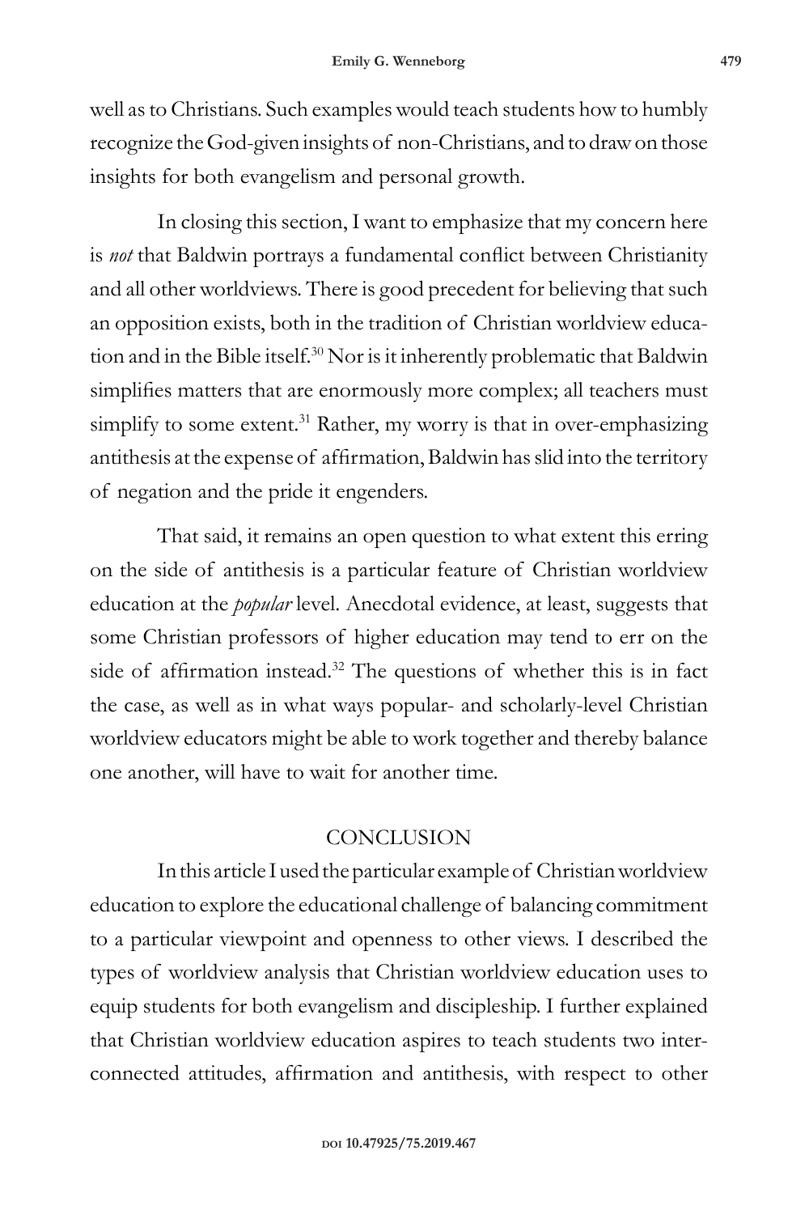well as to Christians. Such examples would teach students how to humbly recognize the God-given insights of non-Christians, and to draw on those insights for both evangelism and personal growth.

In closing this section, I want to emphasize that my concern here is *not* that Baldwin portrays a fundamental conflict between Christianity and all other worldviews. There is good precedent for believing that such an opposition exists, both in the tradition of Christian worldview education and in the Bible itself.[30] Nor is it inherently problematic that Baldwin simplifies matters that are enormously more complex; all teachers must simplify to some extent.[31] Rather, my worry is that in over-emphasizing antithesis at the expense of affirmation, Baldwin has slid into the territory of negation and the pride it engenders.

That said, it remains an open question to what extent this erring on the side of antithesis is a particular feature of Christian worldview education at the *popular* level. Anecdotal evidence, at least, suggests that some Christian professors of higher education may tend to err on the side of affirmation instead.[32] The questions of whether this is in fact the case, as well as in what ways popular- and scholarly-level Christian worldview educators might be able to work together and thereby balance one another, will have to wait for another time.

## CONCLUSION

In this article I used the particular example of Christian worldview education to explore the educational challenge of balancing commitment to a particular viewpoint and openness to other views. I described the types of worldview analysis that Christian worldview education uses to equip students for both evangelism and discipleship. I further explained that Christian worldview education aspires to teach students two interconnected attitudes, affirmation and antithesis, with respect to other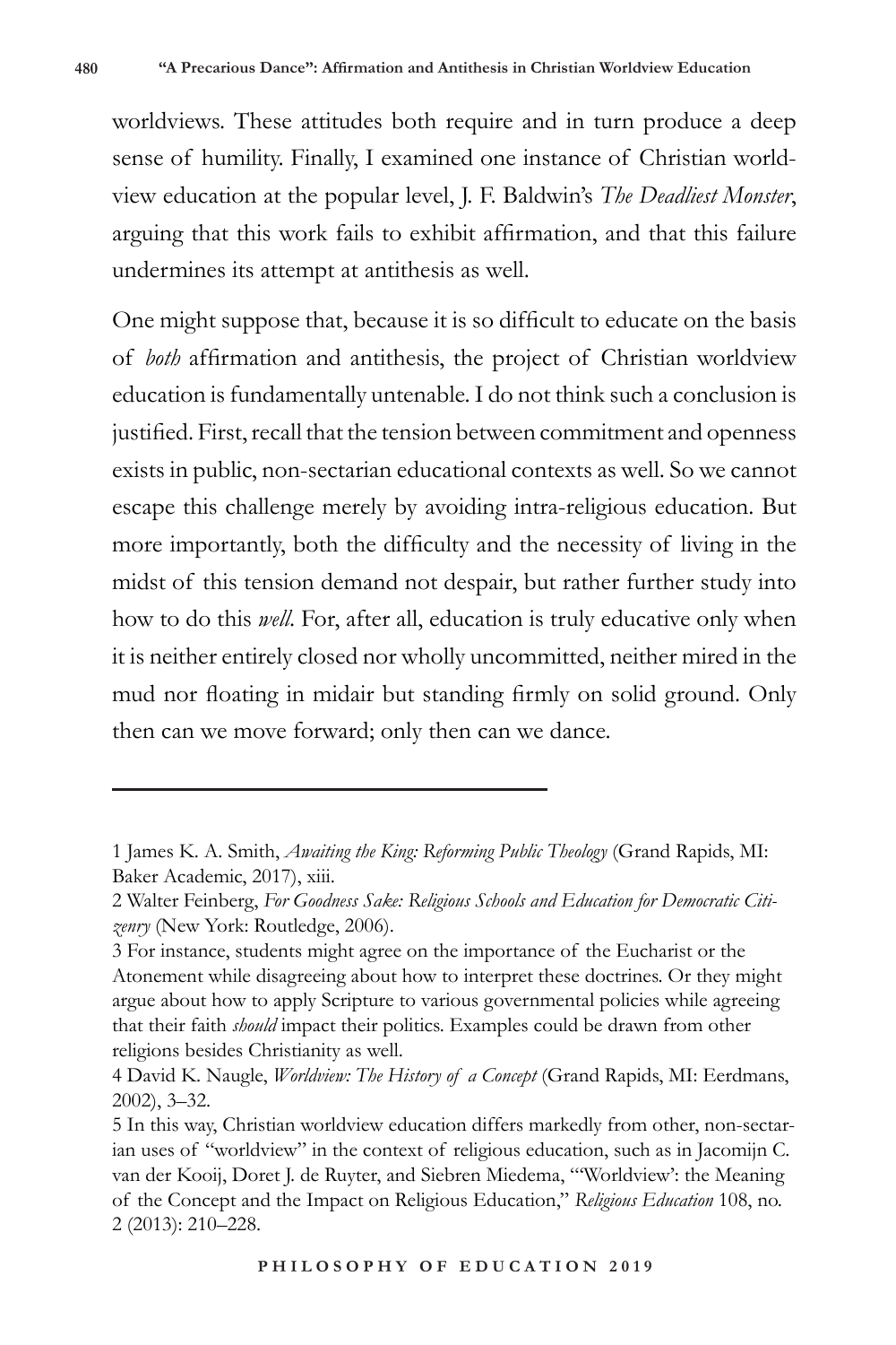worldviews. These attitudes both require and in turn produce a deep sense of humility. Finally, I examined one instance of Christian worldview education at the popular level, J. F. Baldwin's *The Deadliest Monster*, arguing that this work fails to exhibit affirmation, and that this failure undermines its attempt at antithesis as well.

One might suppose that, because it is so difficult to educate on the basis of *both* affirmation and antithesis, the project of Christian worldview education is fundamentally untenable. I do not think such a conclusion is justified. First, recall that the tension between commitment and openness exists in public, non-sectarian educational contexts as well. So we cannot escape this challenge merely by avoiding intra-religious education. But more importantly, both the difficulty and the necessity of living in the midst of this tension demand not despair, but rather further study into how to do this *well*. For, after all, education is truly educative only when it is neither entirely closed nor wholly uncommitted, neither mired in the mud nor floating in midair but standing firmly on solid ground. Only then can we move forward; only then can we dance.

---

1 James K. A. Smith, *Awaiting the King: Reforming Public Theology* (Grand Rapids, MI: Baker Academic, 2017), xiii.

2 Walter Feinberg, *For Goodness Sake: Religious Schools and Education for Democratic Citizenry* (New York: Routledge, 2006).

3 For instance, students might agree on the importance of the Eucharist or the Atonement while disagreeing about how to interpret these doctrines. Or they might argue about how to apply Scripture to various governmental policies while agreeing that their faith *should* impact their politics. Examples could be drawn from other religions besides Christianity as well.

4 David K. Naugle, *Worldview: The History of a Concept* (Grand Rapids, MI: Eerdmans, 2002), 3–32.

5 In this way, Christian worldview education differs markedly from other, non-sectarian uses of "worldview" in the context of religious education, such as in Jacomijn C. van der Kooij, Doret J. de Ruyter, and Siebren Miedema, "'Worldview': the Meaning of the Concept and the Impact on Religious Education," *Religious Education* 108, no. 2 (2013): 210–228.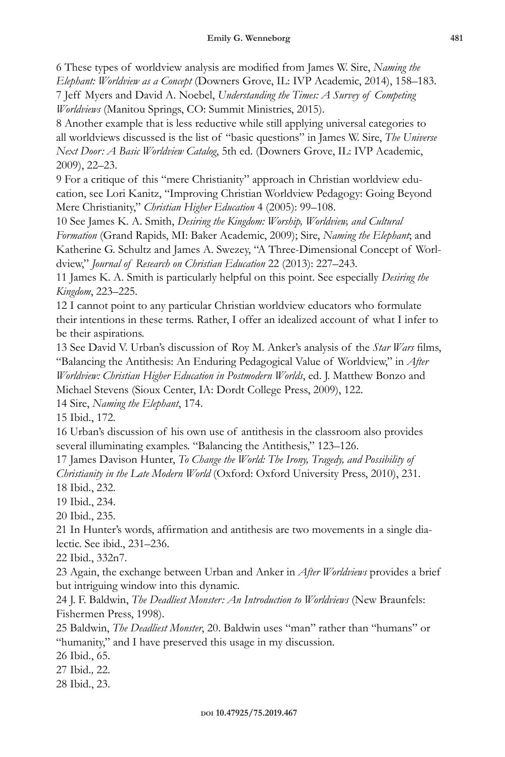6 These types of worldview analysis are modified from James W. Sire, *Naming the Elephant: Worldview as a Concept* (Downers Grove, IL: IVP Academic, 2014), 158–183.

7 Jeff Myers and David A. Noebel, *Understanding the Times: A Survey of Competing Worldviews* (Manitou Springs, CO: Summit Ministries, 2015).

8 Another example that is less reductive while still applying universal categories to all worldviews discussed is the list of "basic questions" in James W. Sire, *The Universe Next Door: A Basic Worldview Catalog*, 5th ed. (Downers Grove, IL: IVP Academic, 2009), 22–23.

9 For a critique of this "mere Christianity" approach in Christian worldview education, see Lori Kanitz, "Improving Christian Worldview Pedagogy: Going Beyond Mere Christianity," *Christian Higher Education* 4 (2005): 99–108.

10 See James K. A. Smith, *Desiring the Kingdom: Worship, Worldview, and Cultural Formation* (Grand Rapids, MI: Baker Academic, 2009); Sire, *Naming the Elephant*; and Katherine G. Schultz and James A. Swezey, "A Three-Dimensional Concept of Worldview," *Journal of Research on Christian Education* 22 (2013): 227–243.

11 James K. A. Smith is particularly helpful on this point. See especially *Desiring the Kingdom*, 223–225.

12 I cannot point to any particular Christian worldview educators who formulate their intentions in these terms. Rather, I offer an idealized account of what I infer to be their aspirations.

13 See David V. Urban's discussion of Roy M. Anker's analysis of the *Star Wars* films, "Balancing the Antithesis: An Enduring Pedagogical Value of Worldview," in *After Worldview: Christian Higher Education in Postmodern Worlds*, ed. J. Matthew Bonzo and Michael Stevens (Sioux Center, IA: Dordt College Press, 2009), 122.

14 Sire, *Naming the Elephant*, 174.

15 Ibid., 172.

16 Urban's discussion of his own use of antithesis in the classroom also provides several illuminating examples. "Balancing the Antithesis," 123–126.

17 James Davison Hunter, *To Change the World: The Irony, Tragedy, and Possibility of Christianity in the Late Modern World* (Oxford: Oxford University Press, 2010), 231.

18 Ibid., 232.

19 Ibid., 234.

20 Ibid., 235.

21 In Hunter's words, affirmation and antithesis are two movements in a single dialectic. See ibid., 231–236.

22 Ibid., 332n7.

23 Again, the exchange between Urban and Anker in *After Worldviews* provides a brief but intriguing window into this dynamic.

24 J. F. Baldwin, *The Deadliest Monster: An Introduction to Worldviews* (New Braunfels: Fishermen Press, 1998).

25 Baldwin, *The Deadliest Monster*, 20. Baldwin uses "man" rather than "humans" or "humanity," and I have preserved this usage in my discussion.

26 Ibid., 65.

27 Ibid., 22.

28 Ibid., 23.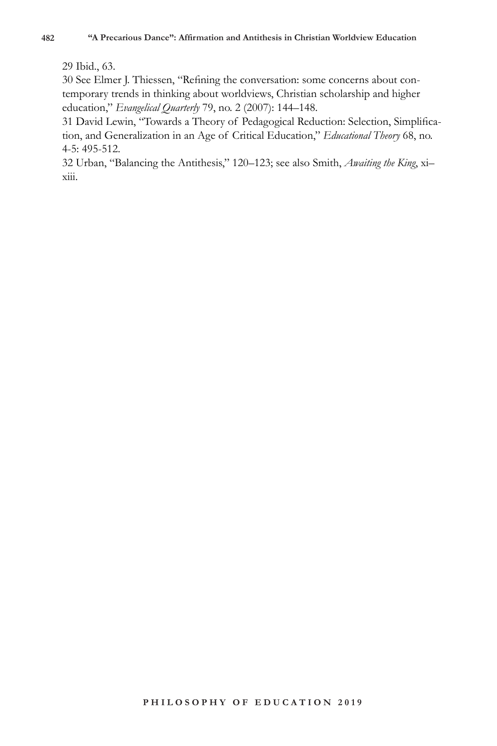29 Ibid., 63.

30 See Elmer J. Thiessen, "Refining the conversation: some concerns about contemporary trends in thinking about worldviews, Christian scholarship and higher education," *Evangelical Quarterly* 79, no. 2 (2007): 144–148.

31 David Lewin, "Towards a Theory of Pedagogical Reduction: Selection, Simplification, and Generalization in an Age of Critical Education," *Educational Theory* 68, no. 4-5: 495-512.

32 Urban, "Balancing the Antithesis," 120–123; see also Smith, *Awaiting the King*, xi–xiii.